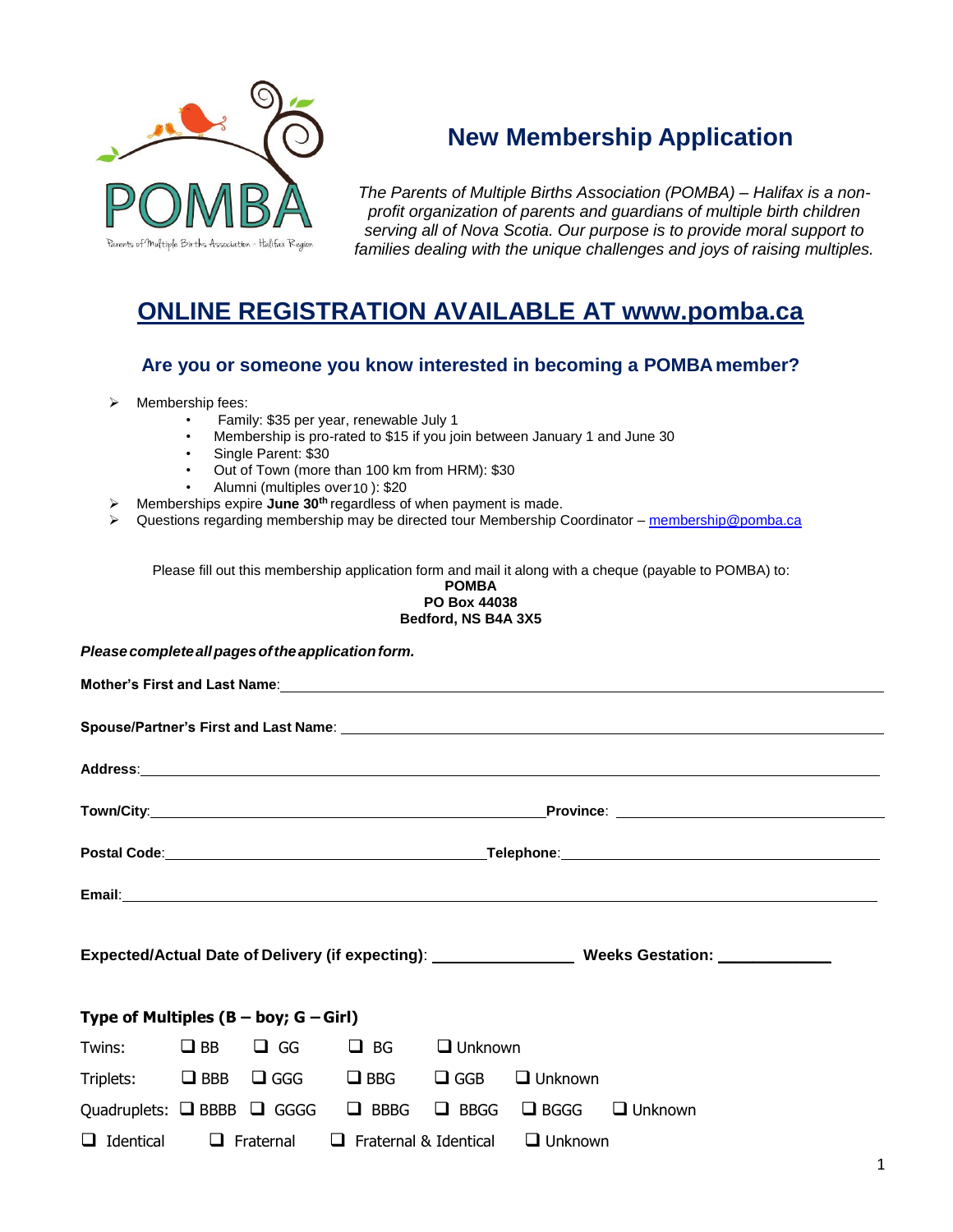POMBA

Parents of Multiple Births Association - Halifax Region

# New Membership Application

*The Parents of Multiple Births Association (POMBA) – Halifax is a non-profit organization of parents and guardians of multiple birth children serving all of Nova Scotia. Our purpose is to provide moral support to families dealing with the unique challenges and joys of raising multiples.*

## ONLINE REGISTRATION AVAILABLE AT www.pomba.ca

### Are you or someone you know interested in becoming a POMBA member?

- Membership fees:
  - Family: $35 per year, renewable July 1
  - Membership is pro-rated to $15 if you join between January 1 and June 30
  - Single Parent: $30
  - Out of Town (more than 100 km from HRM): $30
  - Alumni (multiples over 10 ): $20
- Memberships expire **June 30th** regardless of when payment is made.
- Questions regarding membership may be directed tour Membership Coordinator – membership@pomba.ca

Please fill out this membership application form and mail it along with a cheque (payable to POMBA) to:

**POMBA**
**PO Box 44038**
**Bedford, NS B4A 3X5**

***Please complete all pages of the application form.***

**Mother's First and Last Name**: ______________________________

**Spouse/Partner's First and Last Name**: ______________________________

**Address**: ______________________________

**Town/City**: ______________________________ **Province**: ______________________________

**Postal Code**: ______________________________ **Telephone**: ______________________________

**Email**: ______________________________

**Expected/Actual Date of Delivery (if expecting)**: ________________ **Weeks Gestation**: ____________

**Type of Multiples (B – boy; G – Girl)**

Twins: ❑ BB ❑ GG ❑ BG ❑ Unknown

Triplets: ❑ BBB ❑ GGG ❑ BBG ❑ GGB ❑ Unknown

Quadruplets: ❑ BBBB ❑ GGGG ❑ BBBG ❑ BBGG ❑ BGGG ❑ Unknown

❑ Identical ❑ Fraternal ❑ Fraternal & Identical ❑ Unknown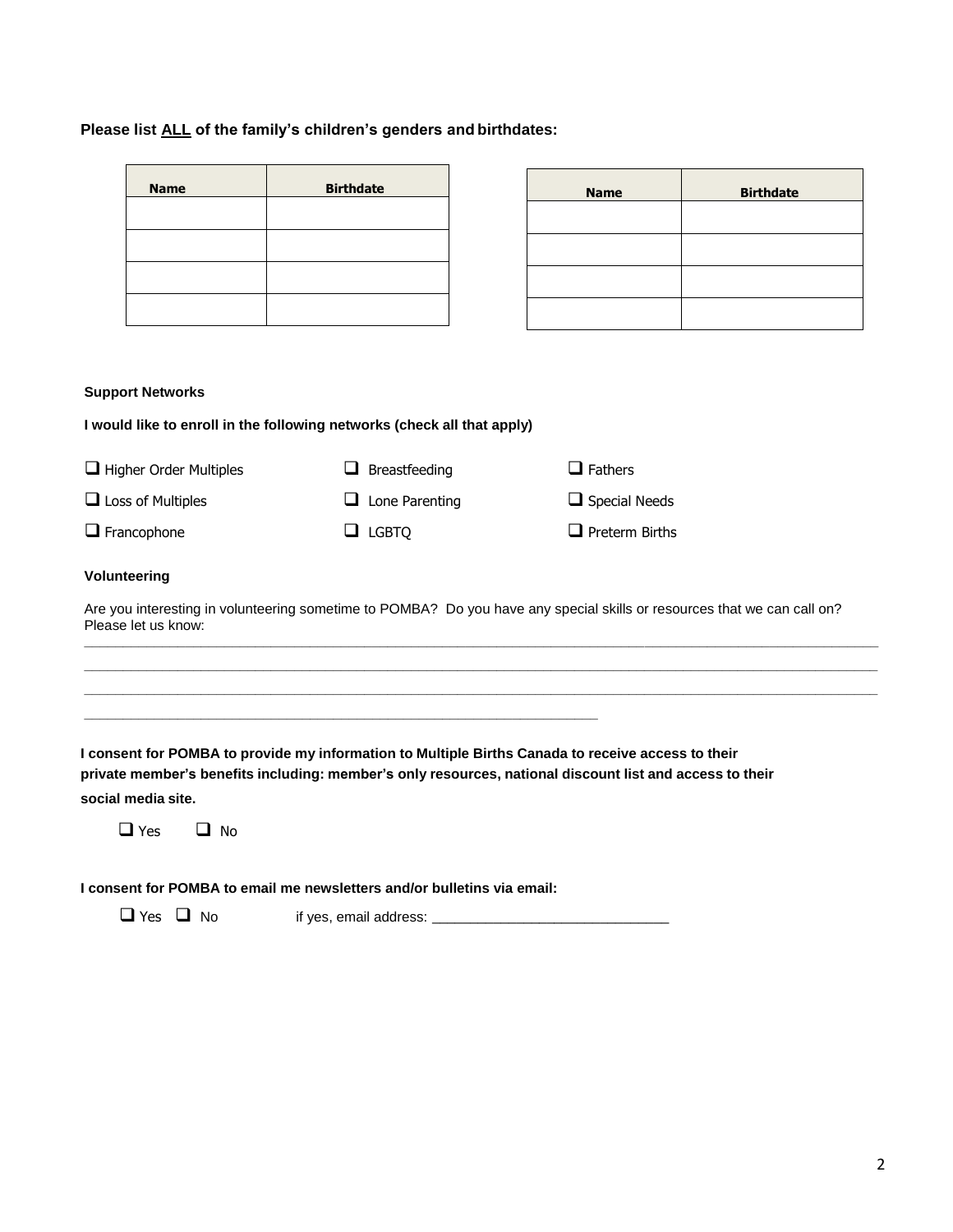**Please list ALL of the family's children's genders and birthdates:**

| Name | Birthdate |
|---|---|
| | |
| | |
| | |
| | |

| Name | Birthdate |
|---|---|
| | |
| | |
| | |
| | |

**Support Networks**

**I would like to enroll in the following networks (check all that apply)**

- ❑ Higher Order Multiples
- ❑ Breastfeeding
- ❑ Fathers
- ❑ Loss of Multiples
- ❑ Lone Parenting
- ❑ Special Needs
- ❑ Francophone
- ❑ LGBTQ
- ❑ Preterm Births

**Volunteering**

Are you interesting in volunteering sometime to POMBA? Do you have any special skills or resources that we can call on? Please let us know:

______________________________________________________________________________________________

______________________________________________________________________________________________

______________________________________________________________________________________________

______________________________________________________________

**I consent for POMBA to provide my information to Multiple Births Canada to receive access to their private member's benefits including: member's only resources, national discount list and access to their social media site.**

❑ Yes ❑ No

**I consent for POMBA to email me newsletters and/or bulletins via email:**

❑ Yes ❑ No if yes, email address: ______________________________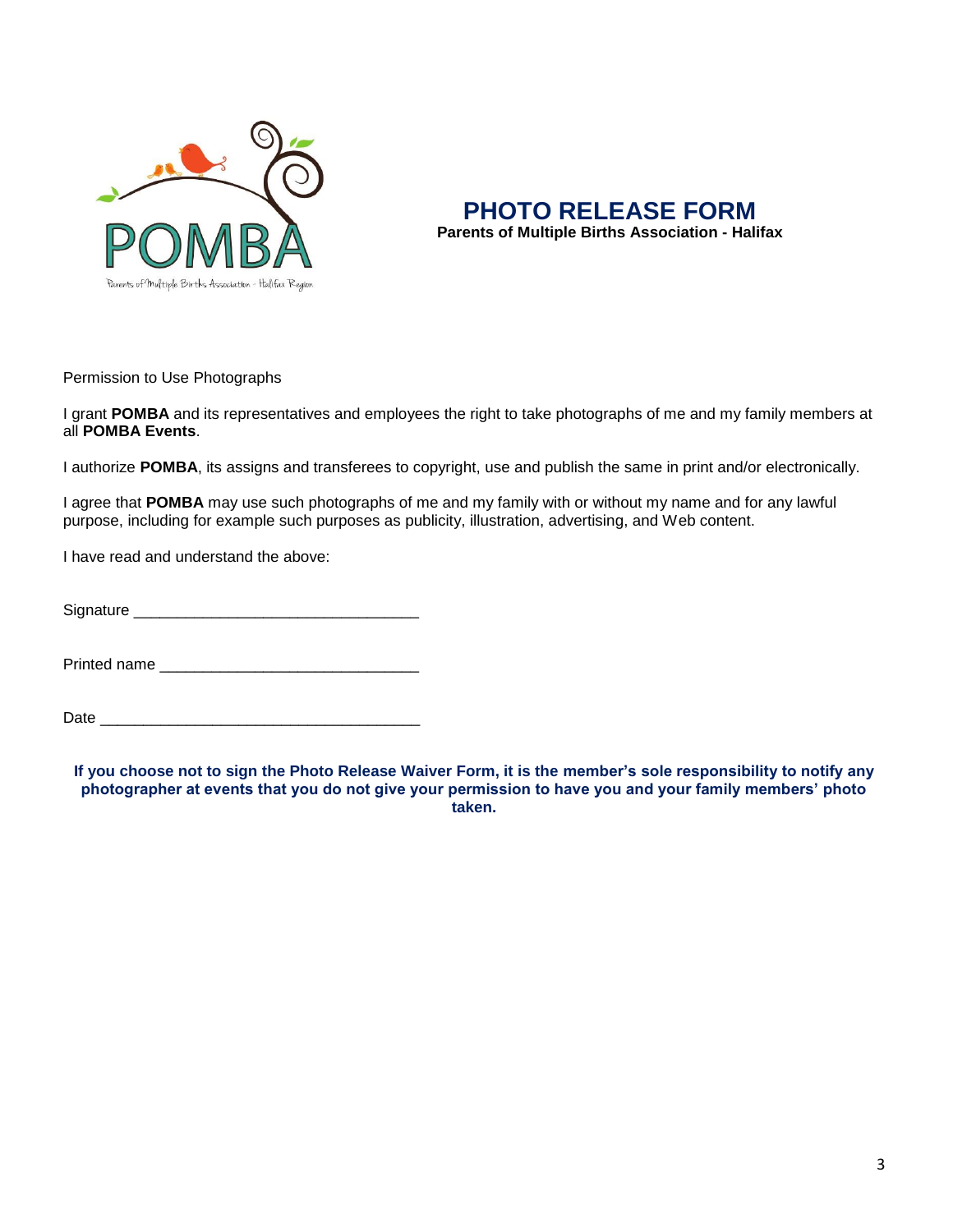# PHOTO RELEASE FORM

**Parents of Multiple Births Association - Halifax**

Permission to Use Photographs

I grant **POMBA** and its representatives and employees the right to take photographs of me and my family members at all **POMBA Events**.

I authorize **POMBA**, its assigns and transferees to copyright, use and publish the same in print and/or electronically.

I agree that **POMBA** may use such photographs of me and my family with or without my name and for any lawful purpose, including for example such purposes as publicity, illustration, advertising, and Web content.

I have read and understand the above:

Signature _________________________________

Printed name ______________________________

Date _____________________________________

**If you choose not to sign the Photo Release Waiver Form, it is the member's sole responsibility to notify any photographer at events that you do not give your permission to have you and your family members' photo taken.**